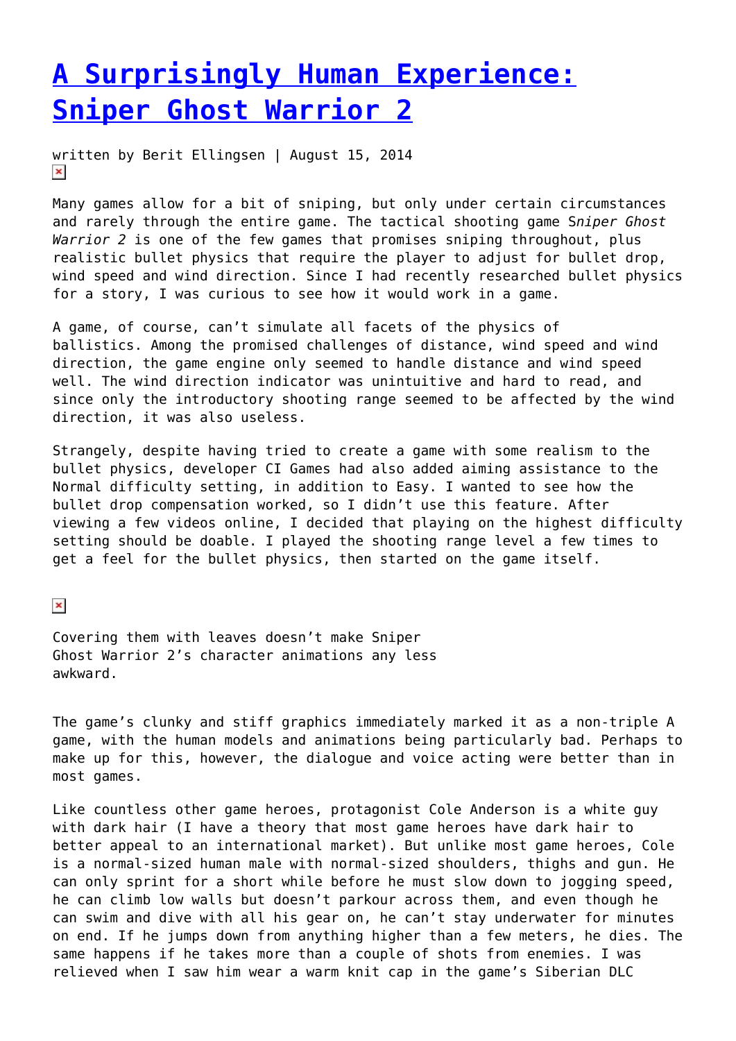# A Surprisingly Human Experience: Sniper Ghost Warrior 2

written by Berit Ellingsen | August 15, 2014

Many games allow for a bit of sniping, but only under certain circumstances and rarely through the entire game. The tactical shooting game S*niper Ghost Warrior 2* is one of the few games that promises sniping throughout, plus realistic bullet physics that require the player to adjust for bullet drop, wind speed and wind direction. Since I had recently researched bullet physics for a story, I was curious to see how it would work in a game.

A game, of course, can't simulate all facets of the physics of ballistics. Among the promised challenges of distance, wind speed and wind direction, the game engine only seemed to handle distance and wind speed well. The wind direction indicator was unintuitive and hard to read, and since only the introductory shooting range seemed to be affected by the wind direction, it was also useless.

Strangely, despite having tried to create a game with some realism to the bullet physics, developer CI Games had also added aiming assistance to the Normal difficulty setting, in addition to Easy. I wanted to see how the bullet drop compensation worked, so I didn't use this feature. After viewing a few videos online, I decided that playing on the highest difficulty setting should be doable. I played the shooting range level a few times to get a feel for the bullet physics, then started on the game itself.

Covering them with leaves doesn't make Sniper Ghost Warrior 2's character animations any less awkward.

The game's clunky and stiff graphics immediately marked it as a non-triple A game, with the human models and animations being particularly bad. Perhaps to make up for this, however, the dialogue and voice acting were better than in most games.

Like countless other game heroes, protagonist Cole Anderson is a white guy with dark hair (I have a theory that most game heroes have dark hair to better appeal to an international market). But unlike most game heroes, Cole is a normal-sized human male with normal-sized shoulders, thighs and gun. He can only sprint for a short while before he must slow down to jogging speed, he can climb low walls but doesn't parkour across them, and even though he can swim and dive with all his gear on, he can't stay underwater for minutes on end. If he jumps down from anything higher than a few meters, he dies. The same happens if he takes more than a couple of shots from enemies. I was relieved when I saw him wear a warm knit cap in the game's Siberian DLC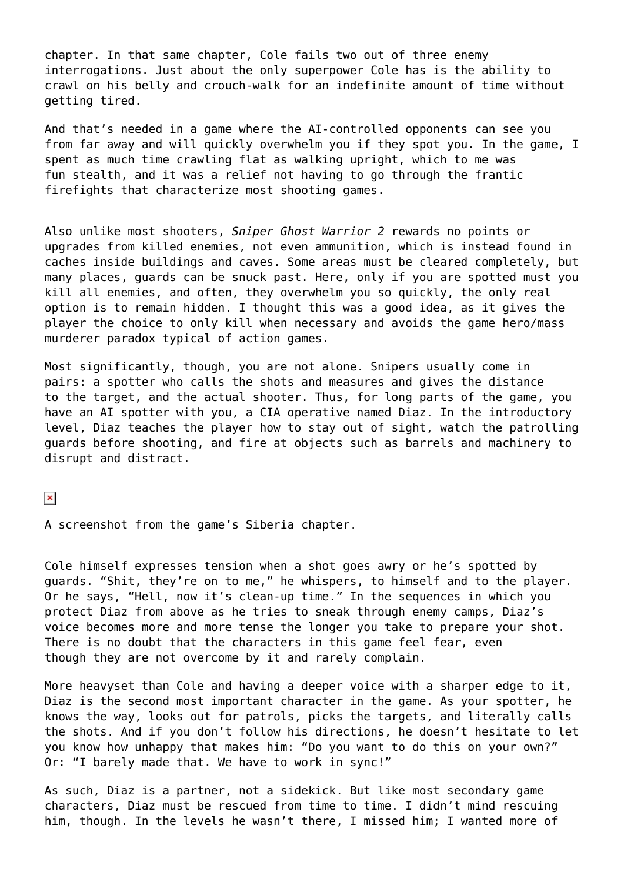chapter. In that same chapter, Cole fails two out of three enemy interrogations. Just about the only superpower Cole has is the ability to crawl on his belly and crouch-walk for an indefinite amount of time without getting tired.

And that's needed in a game where the AI-controlled opponents can see you from far away and will quickly overwhelm you if they spot you. In the game, I spent as much time crawling flat as walking upright, which to me was fun stealth, and it was a relief not having to go through the frantic firefights that characterize most shooting games.

Also unlike most shooters, *Sniper Ghost Warrior 2* rewards no points or upgrades from killed enemies, not even ammunition, which is instead found in caches inside buildings and caves. Some areas must be cleared completely, but many places, guards can be snuck past. Here, only if you are spotted must you kill all enemies, and often, they overwhelm you so quickly, the only real option is to remain hidden. I thought this was a good idea, as it gives the player the choice to only kill when necessary and avoids the game hero/mass murderer paradox typical of action games.

Most significantly, though, you are not alone. Snipers usually come in pairs: a spotter who calls the shots and measures and gives the distance to the target, and the actual shooter. Thus, for long parts of the game, you have an AI spotter with you, a CIA operative named Diaz. In the introductory level, Diaz teaches the player how to stay out of sight, watch the patrolling guards before shooting, and fire at objects such as barrels and machinery to disrupt and distract.

A screenshot from the game's Siberia chapter.

Cole himself expresses tension when a shot goes awry or he's spotted by guards. "Shit, they're on to me," he whispers, to himself and to the player. Or he says, "Hell, now it's clean-up time." In the sequences in which you protect Diaz from above as he tries to sneak through enemy camps, Diaz's voice becomes more and more tense the longer you take to prepare your shot. There is no doubt that the characters in this game feel fear, even though they are not overcome by it and rarely complain.

More heavyset than Cole and having a deeper voice with a sharper edge to it, Diaz is the second most important character in the game. As your spotter, he knows the way, looks out for patrols, picks the targets, and literally calls the shots. And if you don't follow his directions, he doesn't hesitate to let you know how unhappy that makes him: "Do you want to do this on your own?" Or: "I barely made that. We have to work in sync!"

As such, Diaz is a partner, not a sidekick. But like most secondary game characters, Diaz must be rescued from time to time. I didn't mind rescuing him, though. In the levels he wasn't there, I missed him; I wanted more of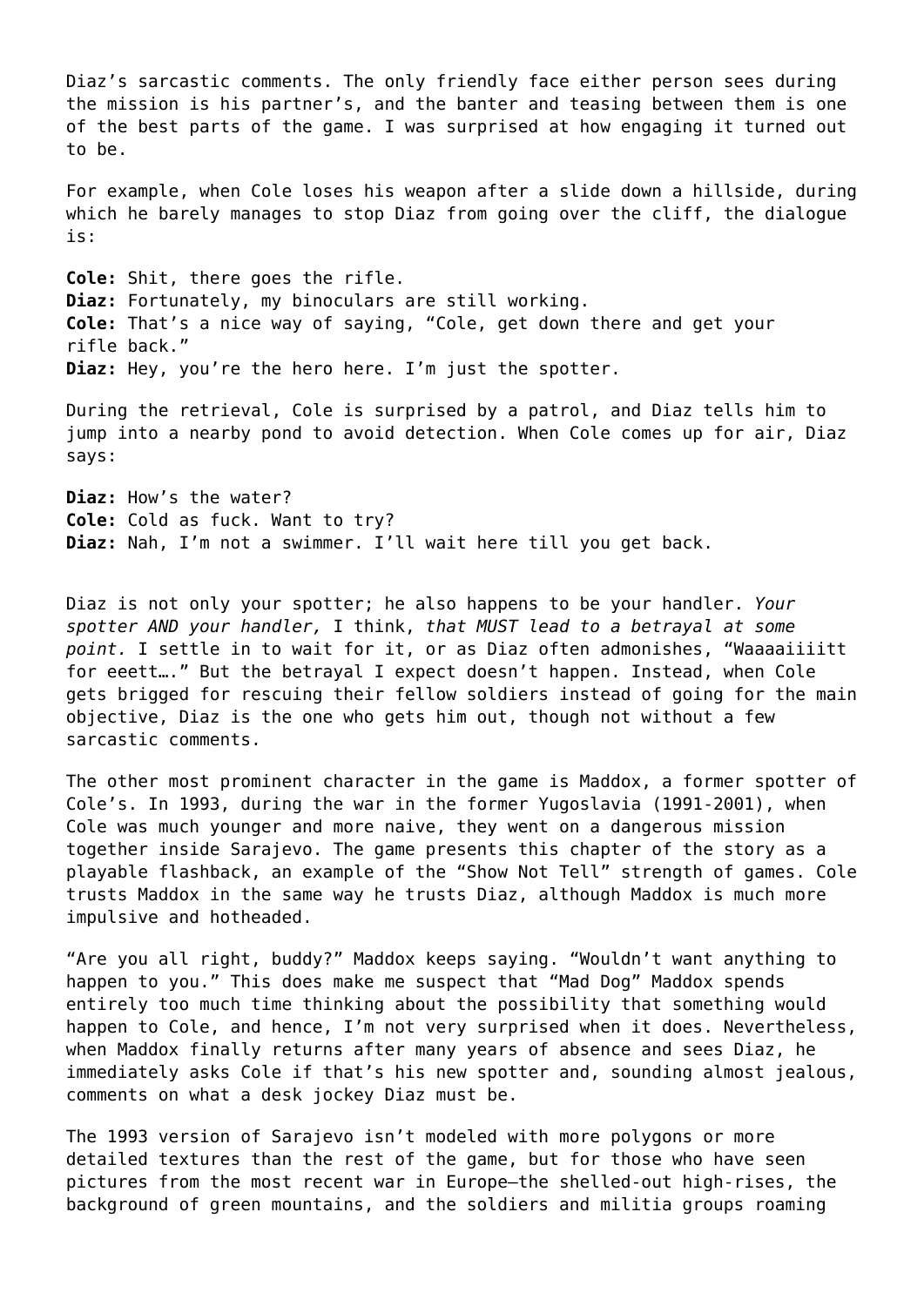Diaz's sarcastic comments. The only friendly face either person sees during the mission is his partner's, and the banter and teasing between them is one of the best parts of the game. I was surprised at how engaging it turned out to be.

For example, when Cole loses his weapon after a slide down a hillside, during which he barely manages to stop Diaz from going over the cliff, the dialogue is:

**Cole:** Shit, there goes the rifle.
**Diaz:** Fortunately, my binoculars are still working.
**Cole:** That's a nice way of saying, "Cole, get down there and get your rifle back."
**Diaz:** Hey, you're the hero here. I'm just the spotter.

During the retrieval, Cole is surprised by a patrol, and Diaz tells him to jump into a nearby pond to avoid detection. When Cole comes up for air, Diaz says:

**Diaz:** How's the water?
**Cole:** Cold as fuck. Want to try?
**Diaz:** Nah, I'm not a swimmer. I'll wait here till you get back.

Diaz is not only your spotter; he also happens to be your handler. *Your spotter AND your handler,* I think, *that MUST lead to a betrayal at some point.* I settle in to wait for it, or as Diaz often admonishes, "Waaaaiiiitt for eeett…." But the betrayal I expect doesn't happen. Instead, when Cole gets brigged for rescuing their fellow soldiers instead of going for the main objective, Diaz is the one who gets him out, though not without a few sarcastic comments.

The other most prominent character in the game is Maddox, a former spotter of Cole's. In 1993, during the war in the former Yugoslavia (1991-2001), when Cole was much younger and more naive, they went on a dangerous mission together inside Sarajevo. The game presents this chapter of the story as a playable flashback, an example of the "Show Not Tell" strength of games. Cole trusts Maddox in the same way he trusts Diaz, although Maddox is much more impulsive and hotheaded.

"Are you all right, buddy?" Maddox keeps saying. "Wouldn't want anything to happen to you." This does make me suspect that "Mad Dog" Maddox spends entirely too much time thinking about the possibility that something would happen to Cole, and hence, I'm not very surprised when it does. Nevertheless, when Maddox finally returns after many years of absence and sees Diaz, he immediately asks Cole if that's his new spotter and, sounding almost jealous, comments on what a desk jockey Diaz must be.

The 1993 version of Sarajevo isn't modeled with more polygons or more detailed textures than the rest of the game, but for those who have seen pictures from the most recent war in Europe—the shelled-out high-rises, the background of green mountains, and the soldiers and militia groups roaming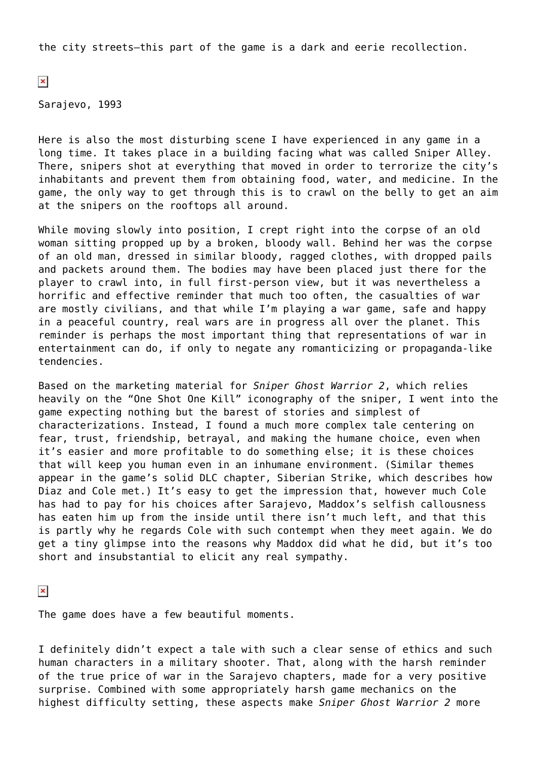the city streets—this part of the game is a dark and eerie recollection.

Sarajevo, 1993

Here is also the most disturbing scene I have experienced in any game in a long time. It takes place in a building facing what was called Sniper Alley. There, snipers shot at everything that moved in order to terrorize the city's inhabitants and prevent them from obtaining food, water, and medicine. In the game, the only way to get through this is to crawl on the belly to get an aim at the snipers on the rooftops all around.

While moving slowly into position, I crept right into the corpse of an old woman sitting propped up by a broken, bloody wall. Behind her was the corpse of an old man, dressed in similar bloody, ragged clothes, with dropped pails and packets around them. The bodies may have been placed just there for the player to crawl into, in full first-person view, but it was nevertheless a horrific and effective reminder that much too often, the casualties of war are mostly civilians, and that while I'm playing a war game, safe and happy in a peaceful country, real wars are in progress all over the planet. This reminder is perhaps the most important thing that representations of war in entertainment can do, if only to negate any romanticizing or propaganda-like tendencies.

Based on the marketing material for *Sniper Ghost Warrior 2*, which relies heavily on the "One Shot One Kill" iconography of the sniper, I went into the game expecting nothing but the barest of stories and simplest of characterizations. Instead, I found a much more complex tale centering on fear, trust, friendship, betrayal, and making the humane choice, even when it's easier and more profitable to do something else; it is these choices that will keep you human even in an inhumane environment. (Similar themes appear in the game's solid DLC chapter, Siberian Strike, which describes how Diaz and Cole met.) It's easy to get the impression that, however much Cole has had to pay for his choices after Sarajevo, Maddox's selfish callousness has eaten him up from the inside until there isn't much left, and that this is partly why he regards Cole with such contempt when they meet again. We do get a tiny glimpse into the reasons why Maddox did what he did, but it's too short and insubstantial to elicit any real sympathy.

The game does have a few beautiful moments.

I definitely didn't expect a tale with such a clear sense of ethics and such human characters in a military shooter. That, along with the harsh reminder of the true price of war in the Sarajevo chapters, made for a very positive surprise. Combined with some appropriately harsh game mechanics on the highest difficulty setting, these aspects make *Sniper Ghost Warrior 2* more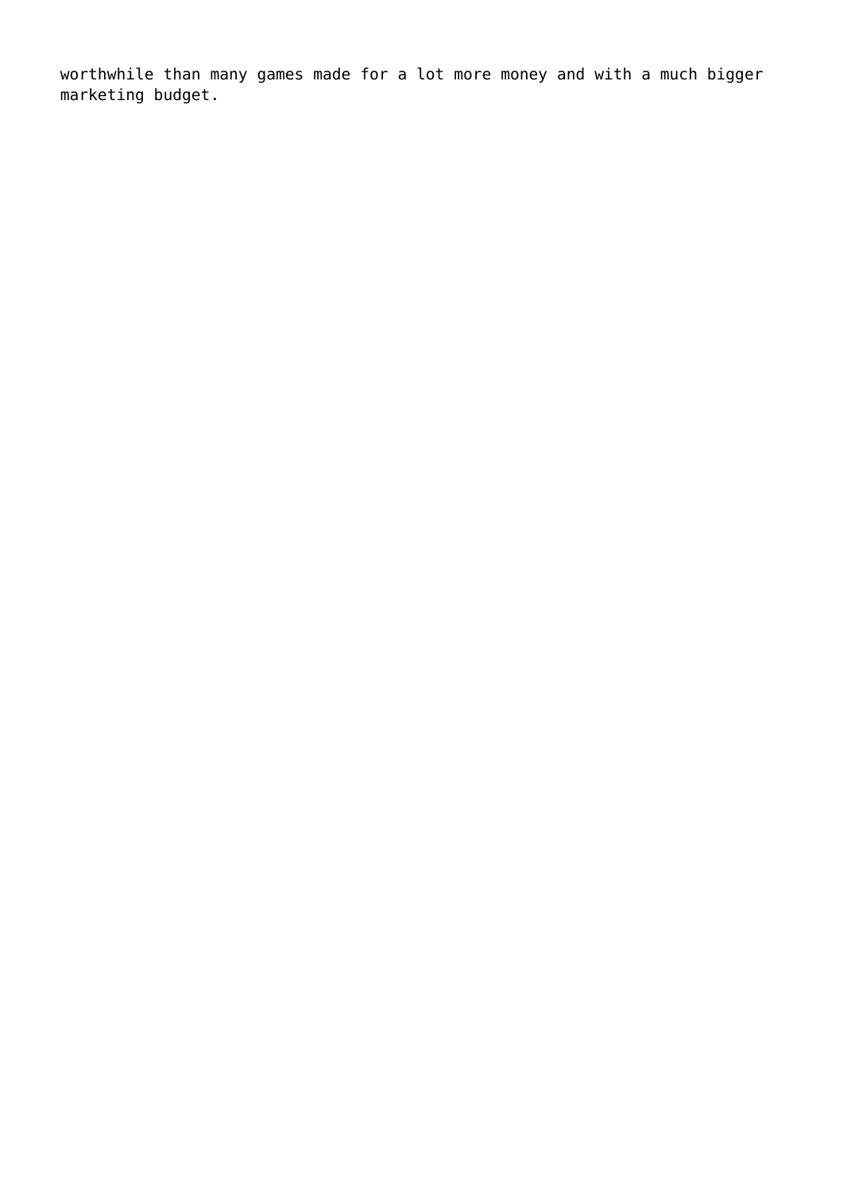worthwhile than many games made for a lot more money and with a much bigger marketing budget.